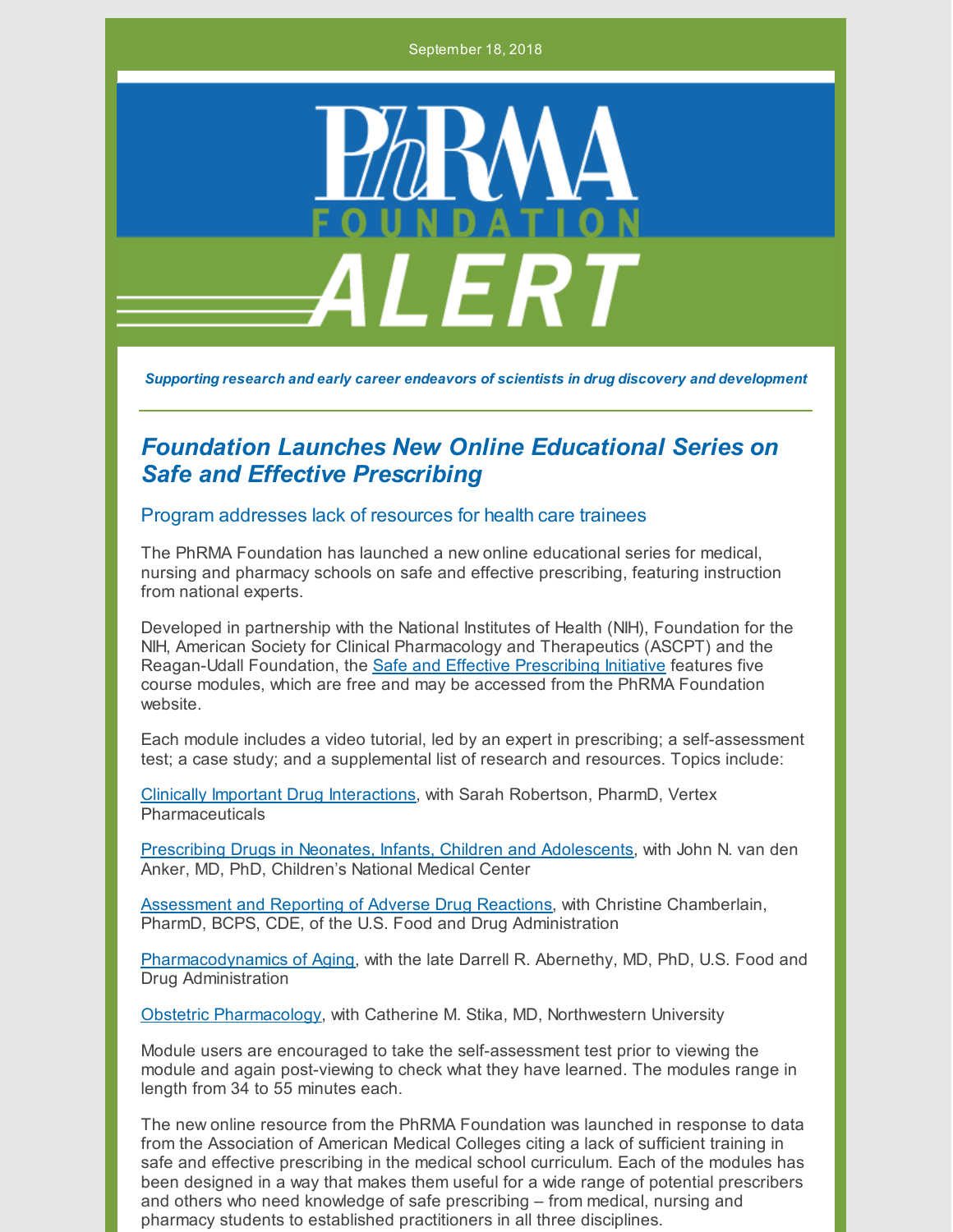September 18, 2018

PhRMA FOUNDATION ALERT

***Supporting research and early career endeavors of scientists in drug discovery and development***

## *Foundation Launches New Online Educational Series on Safe and Effective Prescribing*

### Program addresses lack of resources for health care trainees

The PhRMA Foundation has launched a new online educational series for medical, nursing and pharmacy schools on safe and effective prescribing, featuring instruction from national experts.

Developed in partnership with the National Institutes of Health (NIH), Foundation for the NIH, American Society for Clinical Pharmacology and Therapeutics (ASCPT) and the Reagan-Udall Foundation, the Safe and Effective Prescribing Initiative features five course modules, which are free and may be accessed from the PhRMA Foundation website.

Each module includes a video tutorial, led by an expert in prescribing; a self-assessment test; a case study; and a supplemental list of research and resources. Topics include:

Clinically Important Drug Interactions, with Sarah Robertson, PharmD, Vertex Pharmaceuticals

Prescribing Drugs in Neonates, Infants, Children and Adolescents, with John N. van den Anker, MD, PhD, Children's National Medical Center

Assessment and Reporting of Adverse Drug Reactions, with Christine Chamberlain, PharmD, BCPS, CDE, of the U.S. Food and Drug Administration

Pharmacodynamics of Aging, with the late Darrell R. Abernethy, MD, PhD, U.S. Food and Drug Administration

Obstetric Pharmacology, with Catherine M. Stika, MD, Northwestern University

Module users are encouraged to take the self-assessment test prior to viewing the module and again post-viewing to check what they have learned. The modules range in length from 34 to 55 minutes each.

The new online resource from the PhRMA Foundation was launched in response to data from the Association of American Medical Colleges citing a lack of sufficient training in safe and effective prescribing in the medical school curriculum. Each of the modules has been designed in a way that makes them useful for a wide range of potential prescribers and others who need knowledge of safe prescribing – from medical, nursing and pharmacy students to established practitioners in all three disciplines.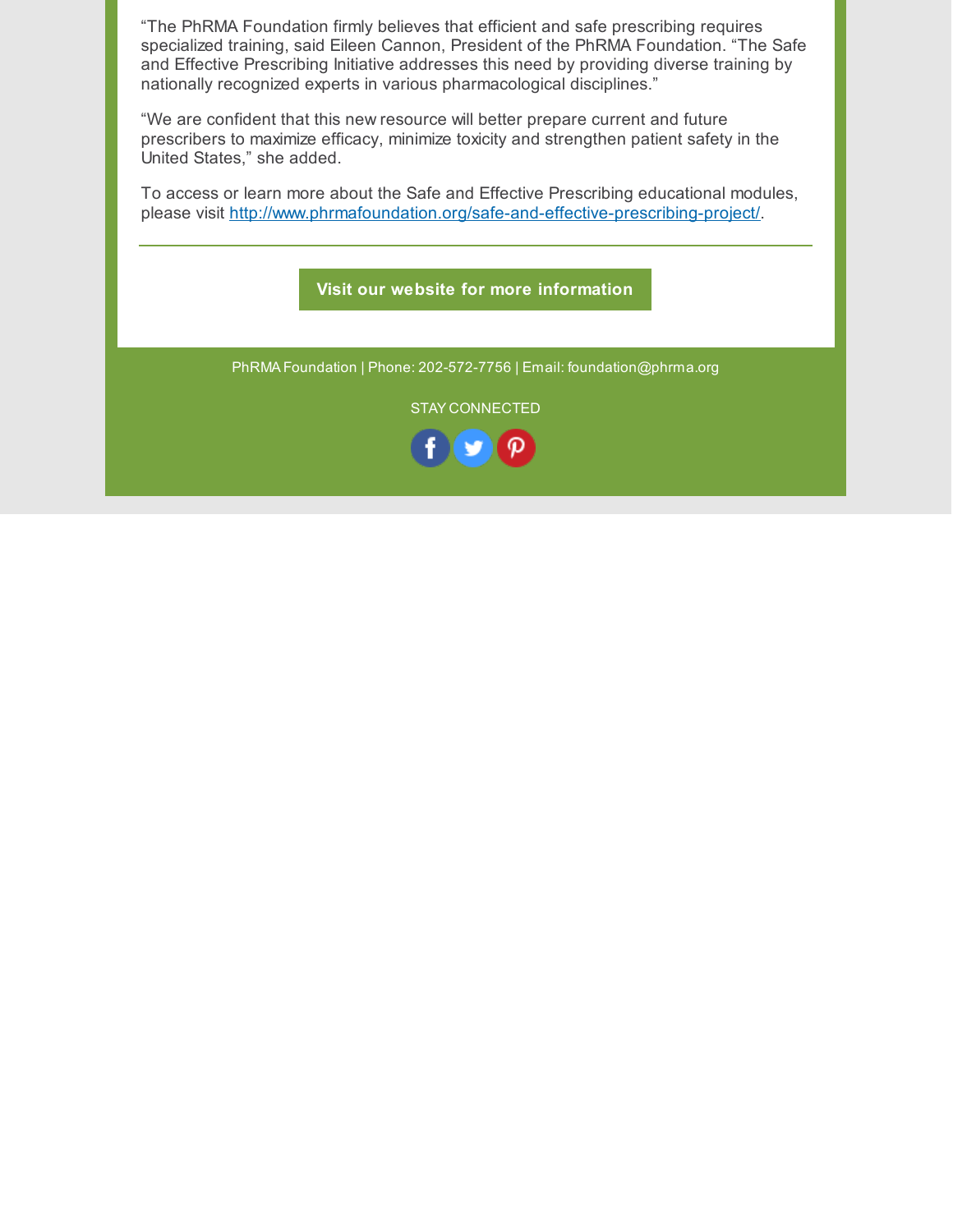"The PhRMA Foundation firmly believes that efficient and safe prescribing requires specialized training, said Eileen Cannon, President of the PhRMA Foundation. "The Safe and Effective Prescribing Initiative addresses this need by providing diverse training by nationally recognized experts in various pharmacological disciplines."

"We are confident that this new resource will better prepare current and future prescribers to maximize efficacy, minimize toxicity and strengthen patient safety in the United States," she added.

To access or learn more about the Safe and Effective Prescribing educational modules, please visit http://www.phrmafoundation.org/safe-and-effective-prescribing-project/.

---

**Visit our website for more information**

PhRMA Foundation | Phone: 202-572-7756 | Email: foundation@phrma.org

STAY CONNECTED